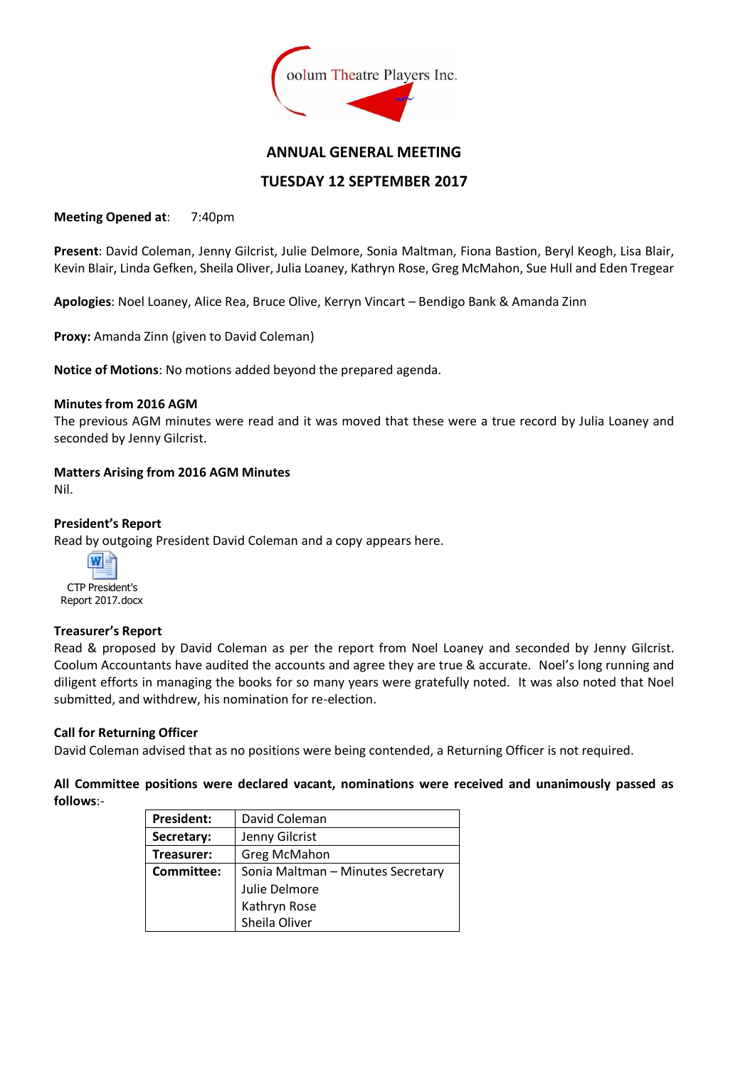oolum Theatre Players Inc.

# ANNUAL GENERAL MEETING

## TUESDAY 12 SEPTEMBER 2017

**Meeting Opened at**: 7:40pm

**Present**: David Coleman, Jenny Gilcrist, Julie Delmore, Sonia Maltman, Fiona Bastion, Beryl Keogh, Lisa Blair, Kevin Blair, Linda Gefken, Sheila Oliver, Julia Loaney, Kathryn Rose, Greg McMahon, Sue Hull and Eden Tregear

**Apologies**: Noel Loaney, Alice Rea, Bruce Olive, Kerryn Vincart – Bendigo Bank & Amanda Zinn

**Proxy:** Amanda Zinn (given to David Coleman)

**Notice of Motions**: No motions added beyond the prepared agenda.

**Minutes from 2016 AGM**

The previous AGM minutes were read and it was moved that these were a true record by Julia Loaney and seconded by Jenny Gilcrist.

**Matters Arising from 2016 AGM Minutes**

Nil.

**President's Report**

Read by outgoing President David Coleman and a copy appears here.

CTP President's Report 2017.docx

**Treasurer's Report**

Read & proposed by David Coleman as per the report from Noel Loaney and seconded by Jenny Gilcrist. Coolum Accountants have audited the accounts and agree they are true & accurate. Noel's long running and diligent efforts in managing the books for so many years were gratefully noted. It was also noted that Noel submitted, and withdrew, his nomination for re-election.

**Call for Returning Officer**

David Coleman advised that as no positions were being contended, a Returning Officer is not required.

**All Committee positions were declared vacant, nominations were received and unanimously passed as follows**:-

| **President:** | David Coleman |
|---|---|
| **Secretary:** | Jenny Gilcrist |
| **Treasurer:** | Greg McMahon |
| **Committee:** | Sonia Maltman – Minutes Secretary |
| | Julie Delmore |
| | Kathryn Rose |
| | Sheila Oliver |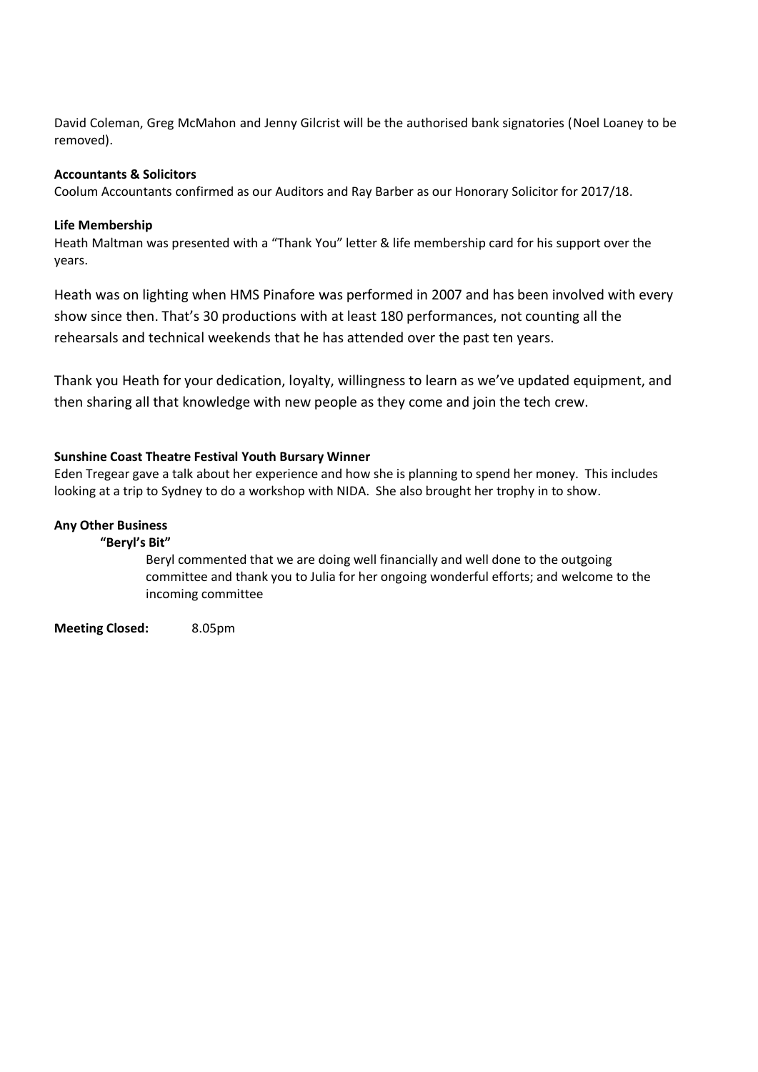David Coleman, Greg McMahon and Jenny Gilcrist will be the authorised bank signatories (Noel Loaney to be removed).

**Accountants & Solicitors**

Coolum Accountants confirmed as our Auditors and Ray Barber as our Honorary Solicitor for 2017/18.

**Life Membership**

Heath Maltman was presented with a "Thank You" letter & life membership card for his support over the years.

Heath was on lighting when HMS Pinafore was performed in 2007 and has been involved with every show since then. That's 30 productions with at least 180 performances, not counting all the rehearsals and technical weekends that he has attended over the past ten years.

Thank you Heath for your dedication, loyalty, willingness to learn as we've updated equipment, and then sharing all that knowledge with new people as they come and join the tech crew.

**Sunshine Coast Theatre Festival Youth Bursary Winner**

Eden Tregear gave a talk about her experience and how she is planning to spend her money. This includes looking at a trip to Sydney to do a workshop with NIDA. She also brought her trophy in to show.

**Any Other Business**

**"Beryl's Bit"**

Beryl commented that we are doing well financially and well done to the outgoing committee and thank you to Julia for her ongoing wonderful efforts; and welcome to the incoming committee

**Meeting Closed:** 8.05pm